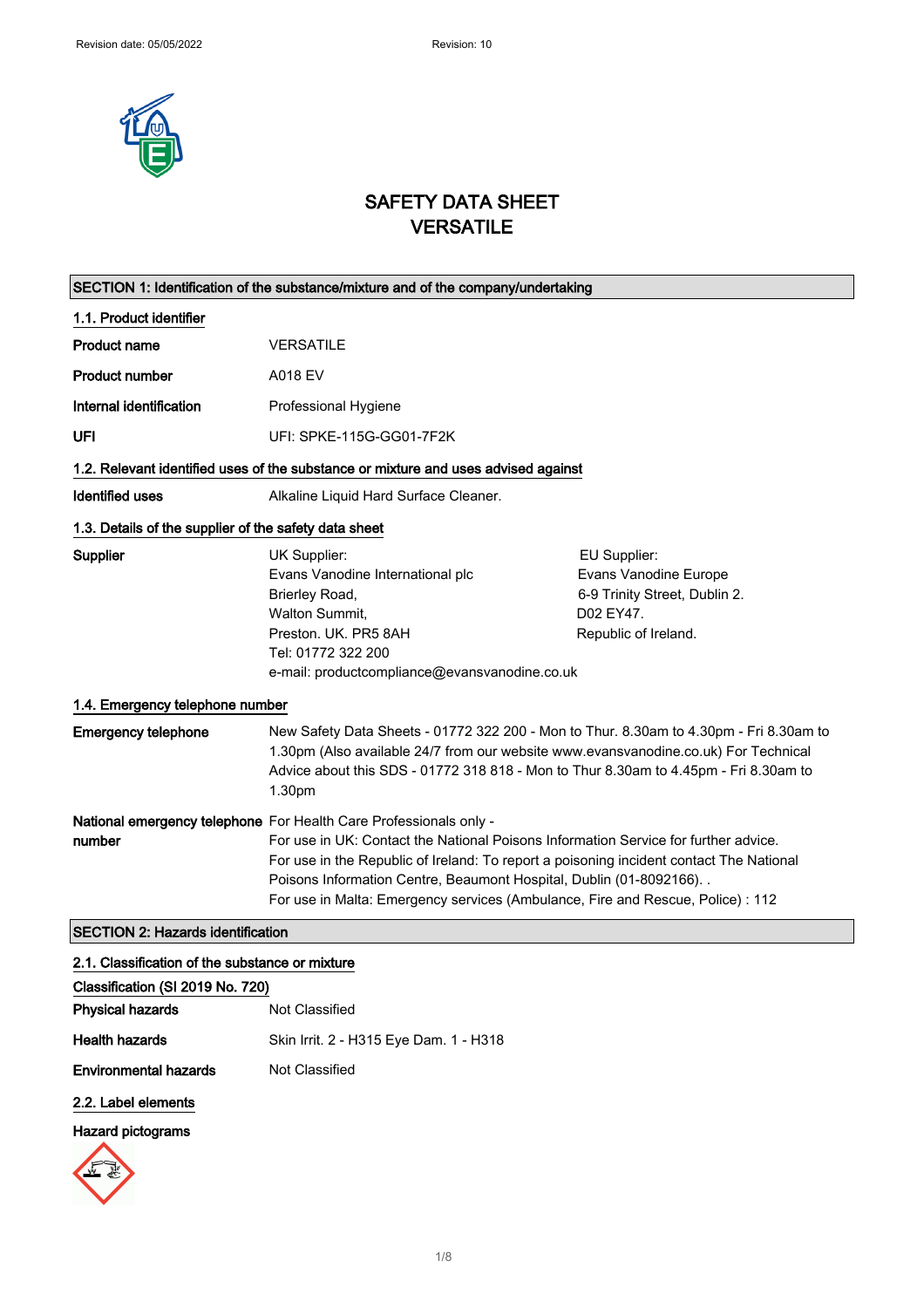Revision date: 05/05/2022 Revision: 10

# SAFETY DATA SHEET
# VERSATILE

## SECTION 1: Identification of the substance/mixture and of the company/undertaking

### 1.1. Product identifier

| | |
|---|---|
| **Product name** | VERSATILE |
| **Product number** | A018 EV |
| **Internal identification** | Professional Hygiene |
| **UFI** | UFI: SPKE-115G-GG01-7F2K |

### 1.2. Relevant identified uses of the substance or mixture and uses advised against

**Identified uses** Alkaline Liquid Hard Surface Cleaner.

### 1.3. Details of the supplier of the safety data sheet

**Supplier**

UK Supplier:
Evans Vanodine International plc
Brierley Road,
Walton Summit,
Preston. UK. PR5 8AH
Tel: 01772 322 200
e-mail: productcompliance@evansvanodine.co.uk

EU Supplier:
Evans Vanodine Europe
6-9 Trinity Street, Dublin 2.
D02 EY47.
Republic of Ireland.

### 1.4. Emergency telephone number

**Emergency telephone** New Safety Data Sheets - 01772 322 200 - Mon to Thur. 8.30am to 4.30pm - Fri 8.30am to 1.30pm (Also available 24/7 from our website www.evansvanodine.co.uk) For Technical Advice about this SDS - 01772 318 818 - Mon to Thur 8.30am to 4.45pm - Fri 8.30am to 1.30pm

**National emergency telephone number** For Health Care Professionals only -
For use in UK: Contact the National Poisons Information Service for further advice.
For use in the Republic of Ireland: To report a poisoning incident contact The National Poisons Information Centre, Beaumont Hospital, Dublin (01-8092166). .
For use in Malta: Emergency services (Ambulance, Fire and Rescue, Police) : 112

## SECTION 2: Hazards identification

### 2.1. Classification of the substance or mixture

**Classification (SI 2019 No. 720)**

| | |
|---|---|
| **Physical hazards** | Not Classified |
| **Health hazards** | Skin Irrit. 2 - H315 Eye Dam. 1 - H318 |
| **Environmental hazards** | Not Classified |

### 2.2. Label elements

**Hazard pictograms**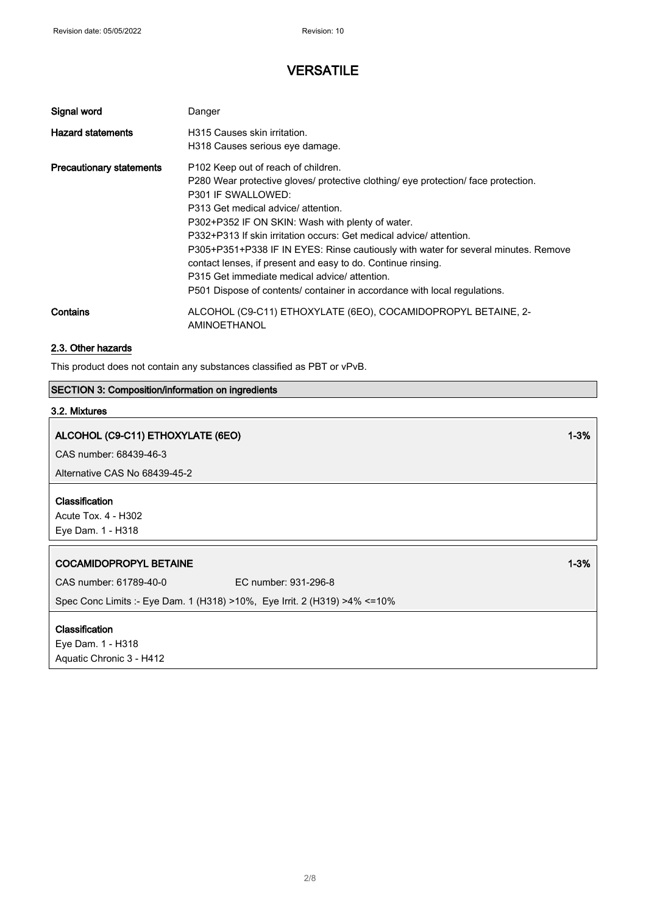| | |
|---|---|
| **Signal word** | Danger |
| **Hazard statements** | H315 Causes skin irritation.<br>H318 Causes serious eye damage. |
| **Precautionary statements** | P102 Keep out of reach of children.<br>P280 Wear protective gloves/ protective clothing/ eye protection/ face protection.<br>P301 IF SWALLOWED:<br>P313 Get medical advice/ attention.<br>P302+P352 IF ON SKIN: Wash with plenty of water.<br>P332+P313 If skin irritation occurs: Get medical advice/ attention.<br>P305+P351+P338 IF IN EYES: Rinse cautiously with water for several minutes. Remove contact lenses, if present and easy to do. Continue rinsing.<br>P315 Get immediate medical advice/ attention.<br>P501 Dispose of contents/ container in accordance with local regulations. |
| **Contains** | ALCOHOL (C9-C11) ETHOXYLATE (6EO), COCAMIDOPROPYL BETAINE, 2-AMINOETHANOL |

### 2.3. Other hazards

This product does not contain any substances classified as PBT or vPvB.

## SECTION 3: Composition/information on ingredients

### 3.2. Mixtures

**ALCOHOL (C9-C11) ETHOXYLATE (6EO)** — 1-3%

CAS number: 68439-46-3

Alternative CAS No 68439-45-2

**Classification**

Acute Tox. 4 - H302

Eye Dam. 1 - H318

**COCAMIDOPROPYL BETAINE** — 1-3%

CAS number: 61789-40-0 EC number: 931-296-8

Spec Conc Limits :- Eye Dam. 1 (H318) >10%, Eye Irrit. 2 (H319) >4% <=10%

**Classification**

Eye Dam. 1 - H318

Aquatic Chronic 3 - H412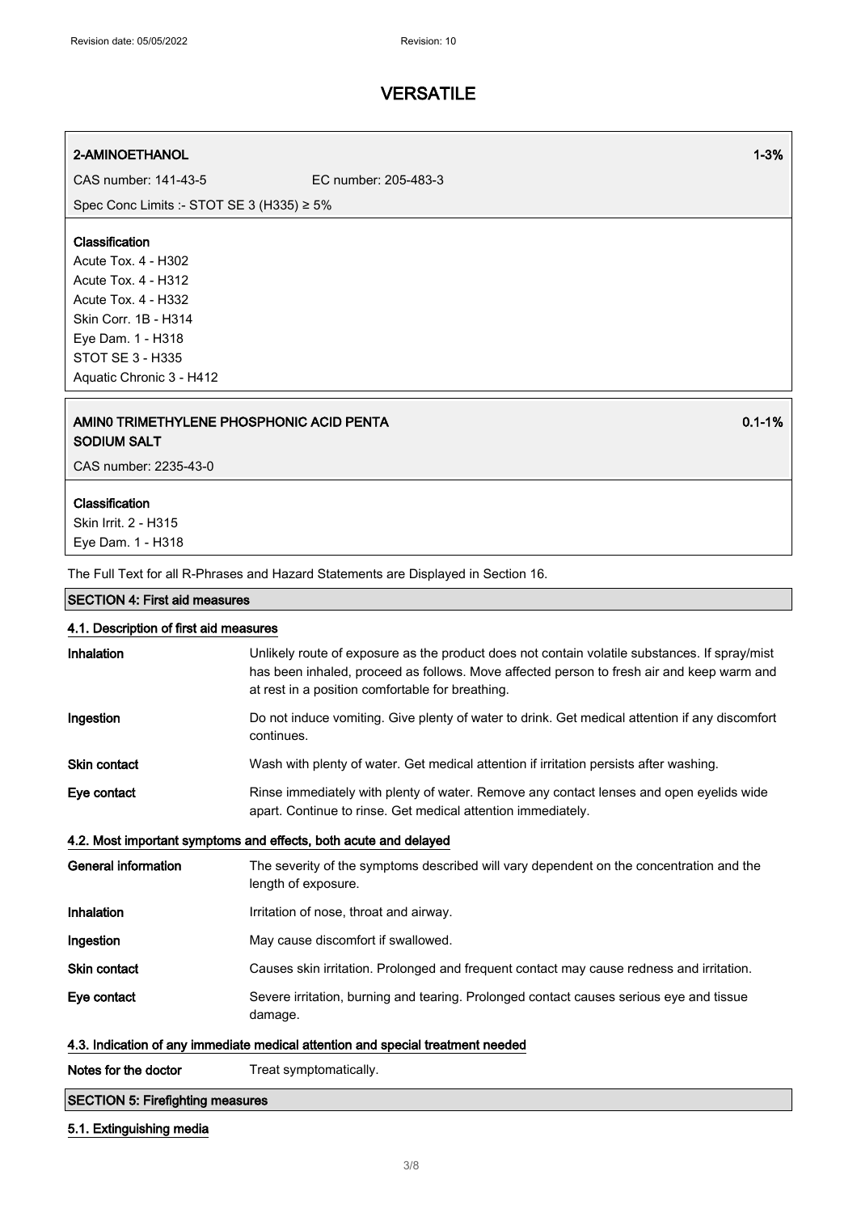# VERSATILE

**2-AMINOETHANOL** 1-3%

CAS number: 141-43-5 EC number: 205-483-3

Spec Conc Limits :- STOT SE 3 (H335) ≥ 5%

**Classification**
Acute Tox. 4 - H302
Acute Tox. 4 - H312
Acute Tox. 4 - H332
Skin Corr. 1B - H314
Eye Dam. 1 - H318
STOT SE 3 - H335
Aquatic Chronic 3 - H412

**AMIN0 TRIMETHYLENE PHOSPHONIC ACID PENTA SODIUM SALT** 0.1-1%

CAS number: 2235-43-0

**Classification**
Skin Irrit. 2 - H315
Eye Dam. 1 - H318

The Full Text for all R-Phrases and Hazard Statements are Displayed in Section 16.

## SECTION 4: First aid measures

### 4.1. Description of first aid measures

| | |
|---|---|
| **Inhalation** | Unlikely route of exposure as the product does not contain volatile substances. If spray/mist has been inhaled, proceed as follows. Move affected person to fresh air and keep warm and at rest in a position comfortable for breathing. |
| **Ingestion** | Do not induce vomiting. Give plenty of water to drink. Get medical attention if any discomfort continues. |
| **Skin contact** | Wash with plenty of water. Get medical attention if irritation persists after washing. |
| **Eye contact** | Rinse immediately with plenty of water. Remove any contact lenses and open eyelids wide apart. Continue to rinse. Get medical attention immediately. |

### 4.2. Most important symptoms and effects, both acute and delayed

| | |
|---|---|
| **General information** | The severity of the symptoms described will vary dependent on the concentration and the length of exposure. |
| **Inhalation** | Irritation of nose, throat and airway. |
| **Ingestion** | May cause discomfort if swallowed. |
| **Skin contact** | Causes skin irritation. Prolonged and frequent contact may cause redness and irritation. |
| **Eye contact** | Severe irritation, burning and tearing. Prolonged contact causes serious eye and tissue damage. |

### 4.3. Indication of any immediate medical attention and special treatment needed

| | |
|---|---|
| **Notes for the doctor** | Treat symptomatically. |

## SECTION 5: Firefighting measures

### 5.1. Extinguishing media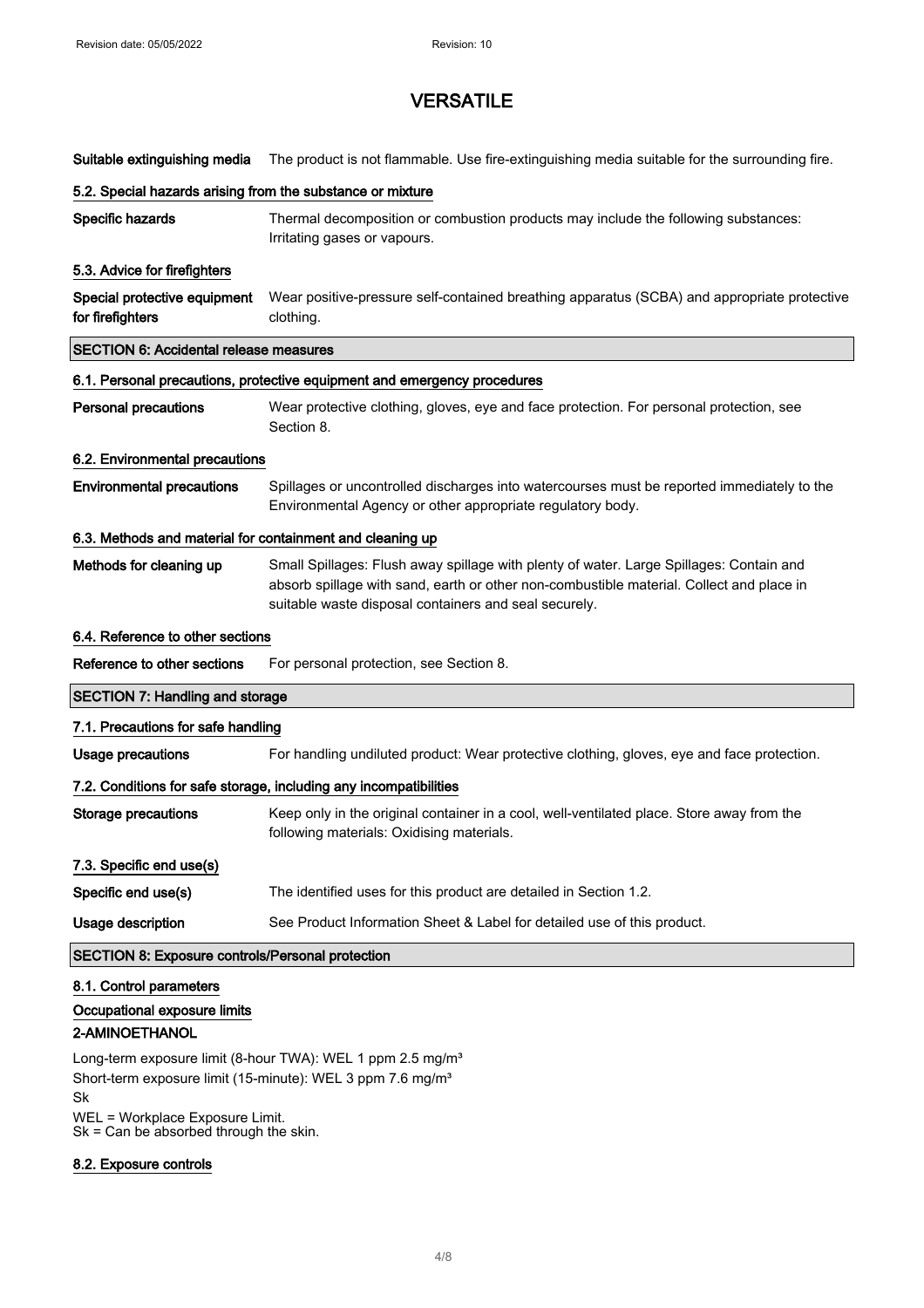**Suitable extinguishing media** The product is not flammable. Use fire-extinguishing media suitable for the surrounding fire.

#### 5.2. Special hazards arising from the substance or mixture

**Specific hazards** Thermal decomposition or combustion products may include the following substances: Irritating gases or vapours.

#### 5.3. Advice for firefighters

**Special protective equipment for firefighters** Wear positive-pressure self-contained breathing apparatus (SCBA) and appropriate protective clothing.

## SECTION 6: Accidental release measures

#### 6.1. Personal precautions, protective equipment and emergency procedures

**Personal precautions** Wear protective clothing, gloves, eye and face protection. For personal protection, see Section 8.

#### 6.2. Environmental precautions

**Environmental precautions** Spillages or uncontrolled discharges into watercourses must be reported immediately to the Environmental Agency or other appropriate regulatory body.

#### 6.3. Methods and material for containment and cleaning up

**Methods for cleaning up** Small Spillages: Flush away spillage with plenty of water. Large Spillages: Contain and absorb spillage with sand, earth or other non-combustible material. Collect and place in suitable waste disposal containers and seal securely.

#### 6.4. Reference to other sections

**Reference to other sections** For personal protection, see Section 8.

## SECTION 7: Handling and storage

#### 7.1. Precautions for safe handling

**Usage precautions** For handling undiluted product: Wear protective clothing, gloves, eye and face protection.

#### 7.2. Conditions for safe storage, including any incompatibilities

**Storage precautions** Keep only in the original container in a cool, well-ventilated place. Store away from the following materials: Oxidising materials.

#### 7.3. Specific end use(s)

**Specific end use(s)** The identified uses for this product are detailed in Section 1.2.

**Usage description** See Product Information Sheet & Label for detailed use of this product.

## SECTION 8: Exposure controls/Personal protection

#### 8.1. Control parameters

#### Occupational exposure limits

**2-AMINOETHANOL**

Long-term exposure limit (8-hour TWA): WEL 1 ppm 2.5 mg/m³
Short-term exposure limit (15-minute): WEL 3 ppm 7.6 mg/m³
Sk

WEL = Workplace Exposure Limit.
Sk = Can be absorbed through the skin.

#### 8.2. Exposure controls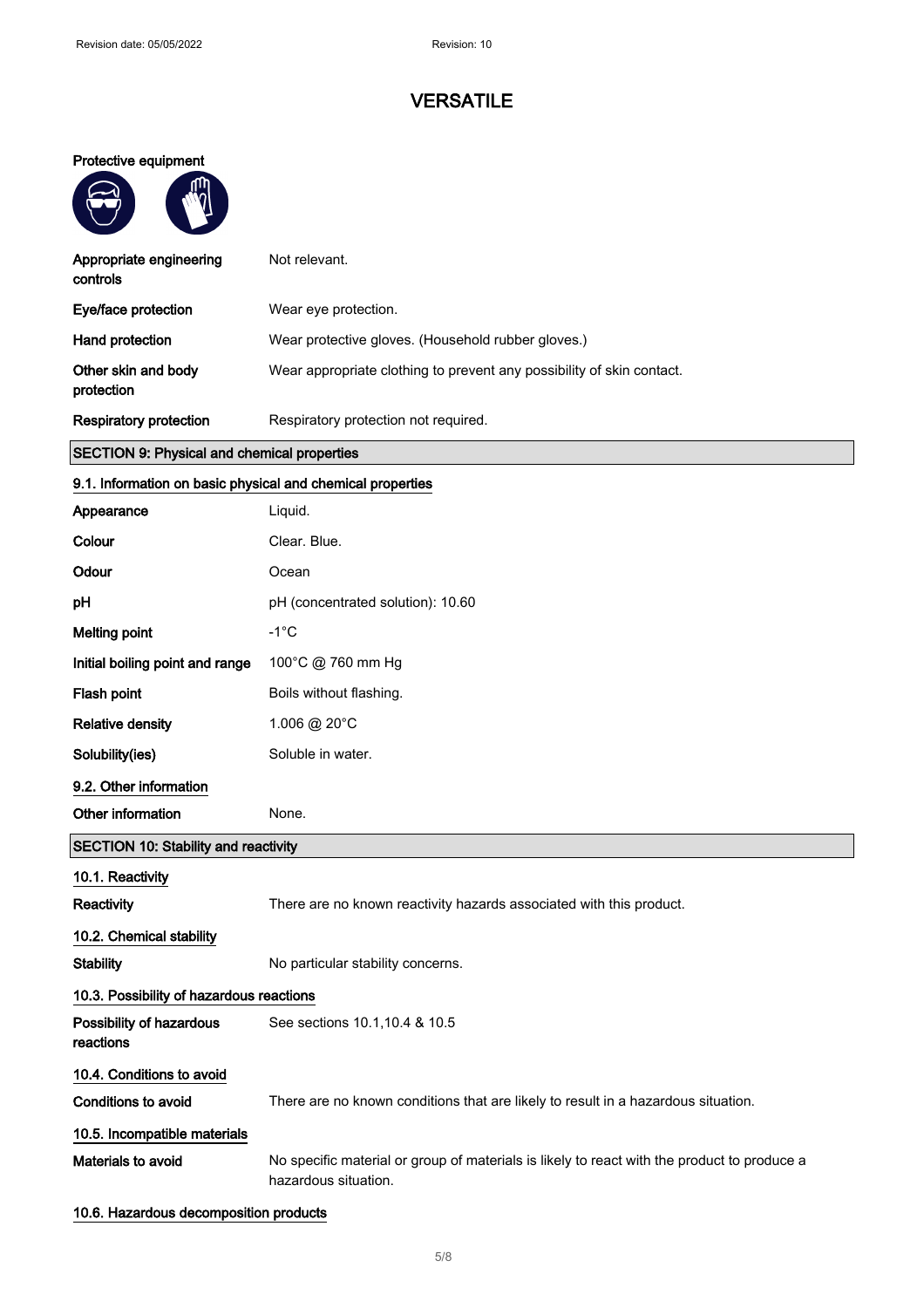# VERSATILE

**Protective equipment**

| | |
|---|---|
| **Appropriate engineering controls** | Not relevant. |
| **Eye/face protection** | Wear eye protection. |
| **Hand protection** | Wear protective gloves. (Household rubber gloves.) |
| **Other skin and body protection** | Wear appropriate clothing to prevent any possibility of skin contact. |
| **Respiratory protection** | Respiratory protection not required. |

## SECTION 9: Physical and chemical properties

### 9.1. Information on basic physical and chemical properties

| | |
|---|---|
| **Appearance** | Liquid. |
| **Colour** | Clear. Blue. |
| **Odour** | Ocean |
| **pH** | pH (concentrated solution): 10.60 |
| **Melting point** | -1°C |
| **Initial boiling point and range** | 100°C @ 760 mm Hg |
| **Flash point** | Boils without flashing. |
| **Relative density** | 1.006 @ 20°C |
| **Solubility(ies)** | Soluble in water. |

### 9.2. Other information

| | |
|---|---|
| **Other information** | None. |

## SECTION 10: Stability and reactivity

### 10.1. Reactivity

| | |
|---|---|
| **Reactivity** | There are no known reactivity hazards associated with this product. |

### 10.2. Chemical stability

| | |
|---|---|
| **Stability** | No particular stability concerns. |

### 10.3. Possibility of hazardous reactions

| | |
|---|---|
| **Possibility of hazardous reactions** | See sections 10.1,10.4 & 10.5 |

### 10.4. Conditions to avoid

| | |
|---|---|
| **Conditions to avoid** | There are no known conditions that are likely to result in a hazardous situation. |

### 10.5. Incompatible materials

| | |
|---|---|
| **Materials to avoid** | No specific material or group of materials is likely to react with the product to produce a hazardous situation. |

### 10.6. Hazardous decomposition products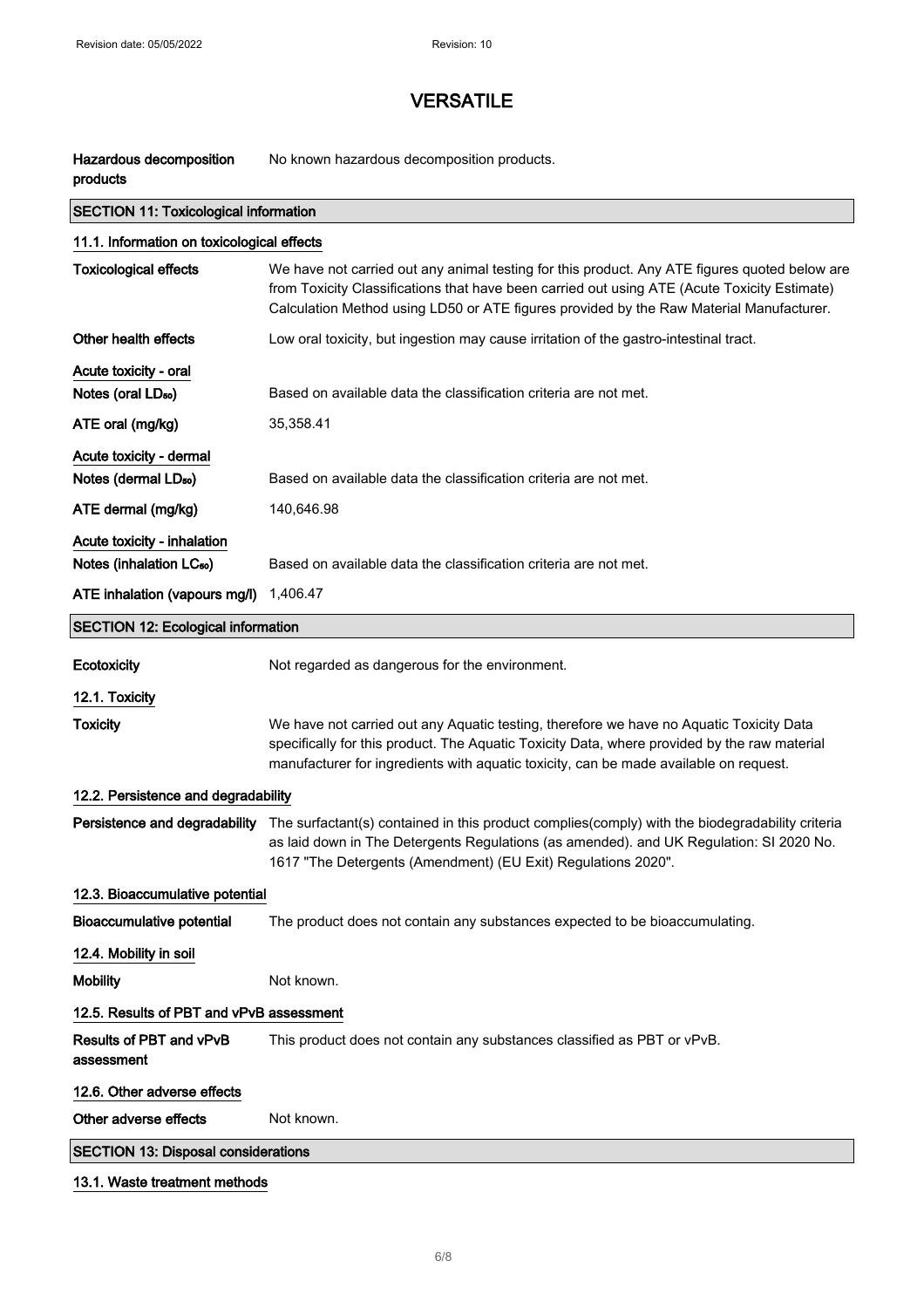**Hazardous decomposition products** No known hazardous decomposition products.

## SECTION 11: Toxicological information

### 11.1. Information on toxicological effects

**Toxicological effects** We have not carried out any animal testing for this product. Any ATE figures quoted below are from Toxicity Classifications that have been carried out using ATE (Acute Toxicity Estimate) Calculation Method using LD50 or ATE figures provided by the Raw Material Manufacturer.

**Other health effects** Low oral toxicity, but ingestion may cause irritation of the gastro-intestinal tract.

**Acute toxicity - oral**

**Notes (oral $LD_{50}$)** Based on available data the classification criteria are not met.

**ATE oral (mg/kg)** 35,358.41

**Acute toxicity - dermal**

**Notes (dermal $LD_{50}$)** Based on available data the classification criteria are not met.

**ATE dermal (mg/kg)** 140,646.98

**Acute toxicity - inhalation**

**Notes (inhalation $LC_{50}$)** Based on available data the classification criteria are not met.

**ATE inhalation (vapours mg/l)** 1,406.47

## SECTION 12: Ecological information

**Ecotoxicity** Not regarded as dangerous for the environment.

### 12.1. Toxicity

**Toxicity** We have not carried out any Aquatic testing, therefore we have no Aquatic Toxicity Data specifically for this product. The Aquatic Toxicity Data, where provided by the raw material manufacturer for ingredients with aquatic toxicity, can be made available on request.

### 12.2. Persistence and degradability

**Persistence and degradability** The surfactant(s) contained in this product complies(comply) with the biodegradability criteria as laid down in The Detergents Regulations (as amended). and UK Regulation: SI 2020 No. 1617 "The Detergents (Amendment) (EU Exit) Regulations 2020".

### 12.3. Bioaccumulative potential

**Bioaccumulative potential** The product does not contain any substances expected to be bioaccumulating.

### 12.4. Mobility in soil

**Mobility** Not known.

### 12.5. Results of PBT and vPvB assessment

**Results of PBT and vPvB assessment** This product does not contain any substances classified as PBT or vPvB.

### 12.6. Other adverse effects

**Other adverse effects** Not known.

## SECTION 13: Disposal considerations

### 13.1. Waste treatment methods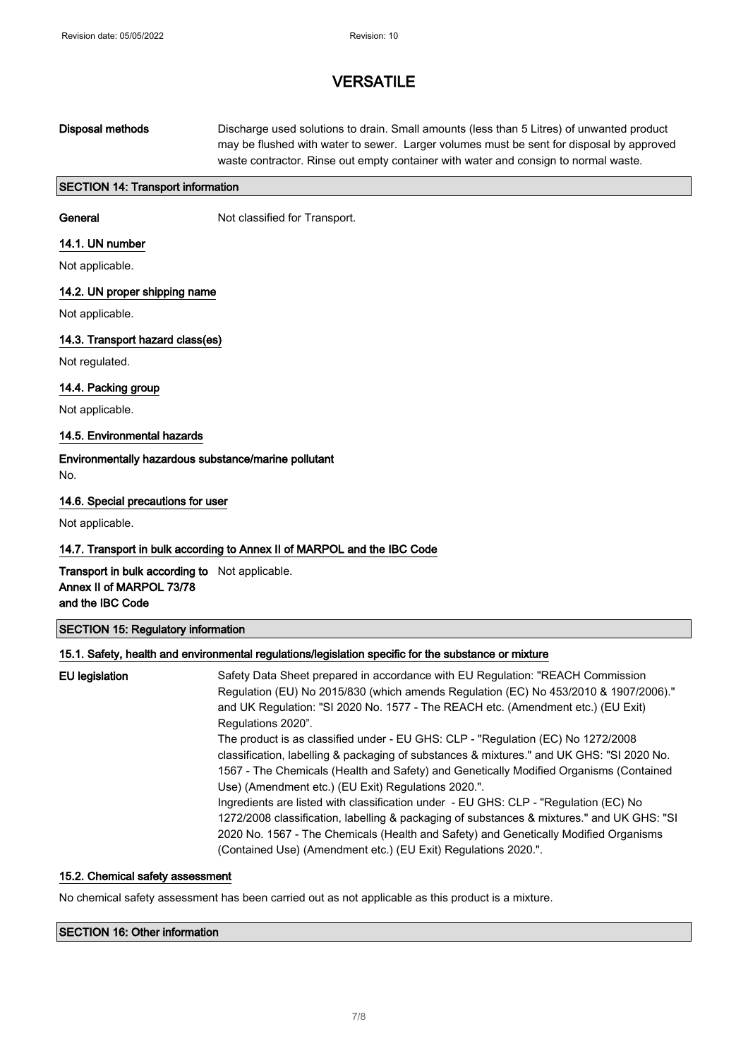**Disposal methods** Discharge used solutions to drain. Small amounts (less than 5 Litres) of unwanted product may be flushed with water to sewer. Larger volumes must be sent for disposal by approved waste contractor. Rinse out empty container with water and consign to normal waste.

## SECTION 14: Transport information

**General** Not classified for Transport.

### 14.1. UN number

Not applicable.

### 14.2. UN proper shipping name

Not applicable.

### 14.3. Transport hazard class(es)

Not regulated.

### 14.4. Packing group

Not applicable.

### 14.5. Environmental hazards

**Environmentally hazardous substance/marine pollutant**

No.

### 14.6. Special precautions for user

Not applicable.

### 14.7. Transport in bulk according to Annex II of MARPOL and the IBC Code

**Transport in bulk according to Annex II of MARPOL 73/78 and the IBC Code** Not applicable.

## SECTION 15: Regulatory information

### 15.1. Safety, health and environmental regulations/legislation specific for the substance or mixture

**EU legislation** Safety Data Sheet prepared in accordance with EU Regulation: "REACH Commission Regulation (EU) No 2015/830 (which amends Regulation (EC) No 453/2010 & 1907/2006)." and UK Regulation: "SI 2020 No. 1577 - The REACH etc. (Amendment etc.) (EU Exit) Regulations 2020".

The product is as classified under - EU GHS: CLP - "Regulation (EC) No 1272/2008 classification, labelling & packaging of substances & mixtures." and UK GHS: "SI 2020 No. 1567 - The Chemicals (Health and Safety) and Genetically Modified Organisms (Contained Use) (Amendment etc.) (EU Exit) Regulations 2020.".

Ingredients are listed with classification under - EU GHS: CLP - "Regulation (EC) No 1272/2008 classification, labelling & packaging of substances & mixtures." and UK GHS: "SI 2020 No. 1567 - The Chemicals (Health and Safety) and Genetically Modified Organisms (Contained Use) (Amendment etc.) (EU Exit) Regulations 2020.".

### 15.2. Chemical safety assessment

No chemical safety assessment has been carried out as not applicable as this product is a mixture.

## SECTION 16: Other information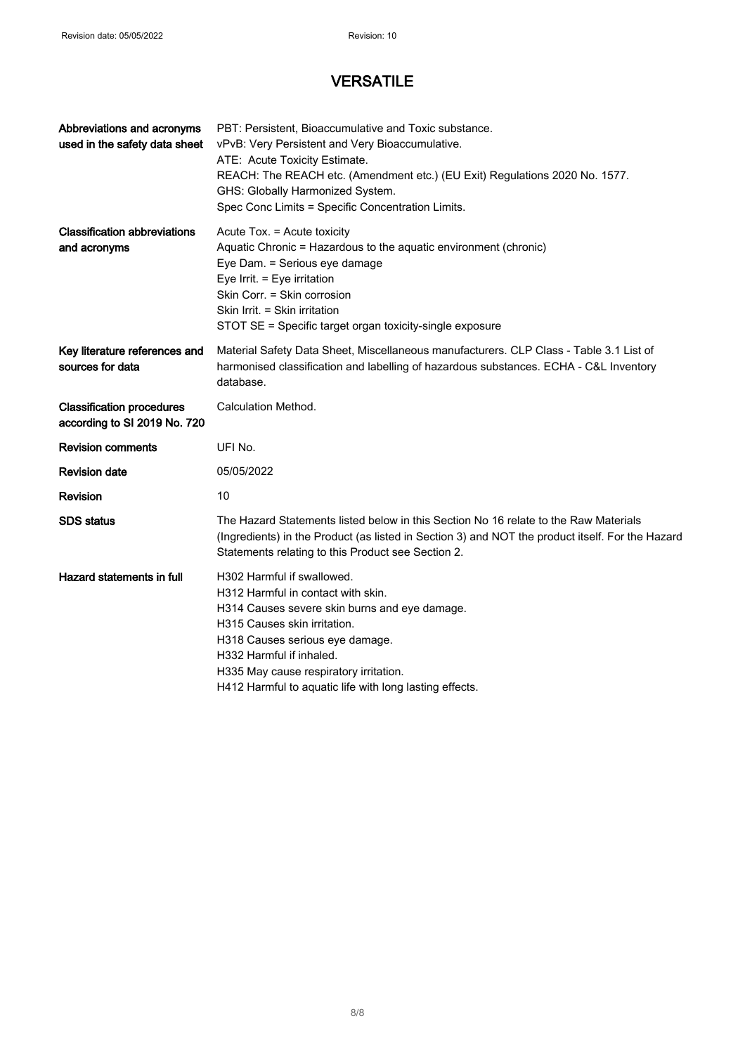# VERSATILE

| | |
|---|---|
| **Abbreviations and acronyms used in the safety data sheet** | PBT: Persistent, Bioaccumulative and Toxic substance.<br>vPvB: Very Persistent and Very Bioaccumulative.<br>ATE: Acute Toxicity Estimate.<br>REACH: The REACH etc. (Amendment etc.) (EU Exit) Regulations 2020 No. 1577.<br>GHS: Globally Harmonized System.<br>Spec Conc Limits = Specific Concentration Limits. |
| **Classification abbreviations and acronyms** | Acute Tox. = Acute toxicity<br>Aquatic Chronic = Hazardous to the aquatic environment (chronic)<br>Eye Dam. = Serious eye damage<br>Eye Irrit. = Eye irritation<br>Skin Corr. = Skin corrosion<br>Skin Irrit. = Skin irritation<br>STOT SE = Specific target organ toxicity-single exposure |
| **Key literature references and sources for data** | Material Safety Data Sheet, Miscellaneous manufacturers. CLP Class - Table 3.1 List of harmonised classification and labelling of hazardous substances. ECHA - C&L Inventory database. |
| **Classification procedures according to SI 2019 No. 720** | Calculation Method. |
| **Revision comments** | UFI No. |
| **Revision date** | 05/05/2022 |
| **Revision** | 10 |
| **SDS status** | The Hazard Statements listed below in this Section No 16 relate to the Raw Materials (Ingredients) in the Product (as listed in Section 3) and NOT the product itself. For the Hazard Statements relating to this Product see Section 2. |
| **Hazard statements in full** | H302 Harmful if swallowed.<br>H312 Harmful in contact with skin.<br>H314 Causes severe skin burns and eye damage.<br>H315 Causes skin irritation.<br>H318 Causes serious eye damage.<br>H332 Harmful if inhaled.<br>H335 May cause respiratory irritation.<br>H412 Harmful to aquatic life with long lasting effects. |